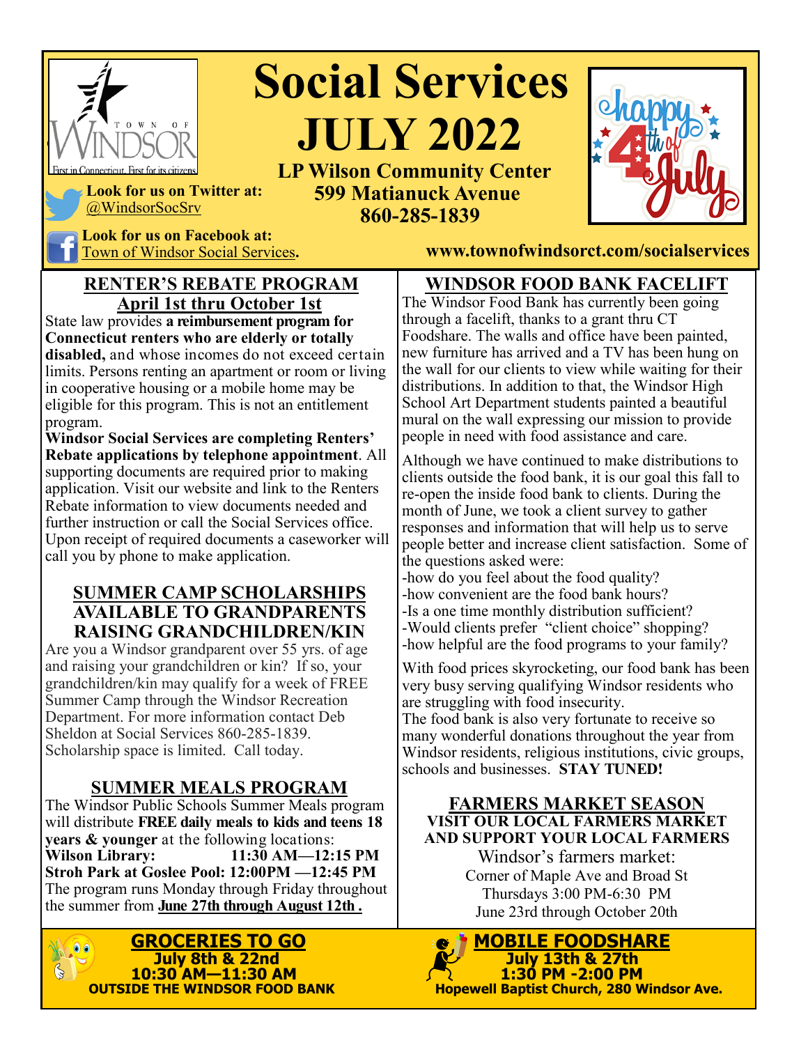# Social Services JULY 2022

**LP Wilson Community Center**
**599 Matianuck Avenue**
**860-285-1839**

TOWN OF WINDSOR — First in Connecticut, First for its citizens

**Look for us on Twitter at:** @WindsorSocSrv

**Look for us on Facebook at:** Town of Windsor Social Services**.**

**www.townofwindsorct.com/socialservices**

happy 4th of July

## RENTER'S REBATE PROGRAM

### April 1st thru October 1st

State law provides **a reimbursement program for Connecticut renters who are elderly or totally disabled,** and whose incomes do not exceed certain limits. Persons renting an apartment or room or living in cooperative housing or a mobile home may be eligible for this program. This is not an entitlement program.

**Windsor Social Services are completing Renters' Rebate applications by telephone appointment**. All supporting documents are required prior to making application. Visit our website and link to the Renters Rebate information to view documents needed and further instruction or call the Social Services office. Upon receipt of required documents a caseworker will call you by phone to make application.

## SUMMER CAMP SCHOLARSHIPS AVAILABLE TO GRANDPARENTS RAISING GRANDCHILDREN/KIN

Are you a Windsor grandparent over 55 yrs. of age and raising your grandchildren or kin? If so, your grandchildren/kin may qualify for a week of FREE Summer Camp through the Windsor Recreation Department. For more information contact Deb Sheldon at Social Services 860-285-1839. Scholarship space is limited. Call today.

## SUMMER MEALS PROGRAM

The Windsor Public Schools Summer Meals program will distribute **FREE daily meals to kids and teens 18 years & younger** at the following locations:

**Wilson Library: 11:30 AM—12:15 PM**
**Stroh Park at Goslee Pool: 12:00PM —12:45 PM**

The program runs Monday through Friday throughout the summer from **June 27th through August 12th .**

## WINDSOR FOOD BANK FACELIFT

The Windsor Food Bank has currently been going through a facelift, thanks to a grant thru CT Foodshare. The walls and office have been painted, new furniture has arrived and a TV has been hung on the wall for our clients to view while waiting for their distributions. In addition to that, the Windsor High School Art Department students painted a beautiful mural on the wall expressing our mission to provide people in need with food assistance and care.

Although we have continued to make distributions to clients outside the food bank, it is our goal this fall to re-open the inside food bank to clients. During the month of June, we took a client survey to gather responses and information that will help us to serve people better and increase client satisfaction. Some of the questions asked were:

-how do you feel about the food quality?
-how convenient are the food bank hours?
-Is a one time monthly distribution sufficient?
-Would clients prefer "client choice" shopping?
-how helpful are the food programs to your family?

With food prices skyrocketing, our food bank has been very busy serving qualifying Windsor residents who are struggling with food insecurity.

The food bank is also very fortunate to receive so many wonderful donations throughout the year from Windsor residents, religious institutions, civic groups, schools and businesses. **STAY TUNED!**

## FARMERS MARKET SEASON

**VISIT OUR LOCAL FARMERS MARKET AND SUPPORT YOUR LOCAL FARMERS**

Windsor's farmers market:
Corner of Maple Ave and Broad St
Thursdays 3:00 PM-6:30 PM
June 23rd through October 20th

## GROCERIES TO GO

**July 8th & 22nd**
**10:30 AM—11:30 AM**
**OUTSIDE THE WINDSOR FOOD BANK**

## MOBILE FOODSHARE

**July 13th & 27th**
**1:30 PM -2:00 PM**
**Hopewell Baptist Church, 280 Windsor Ave.**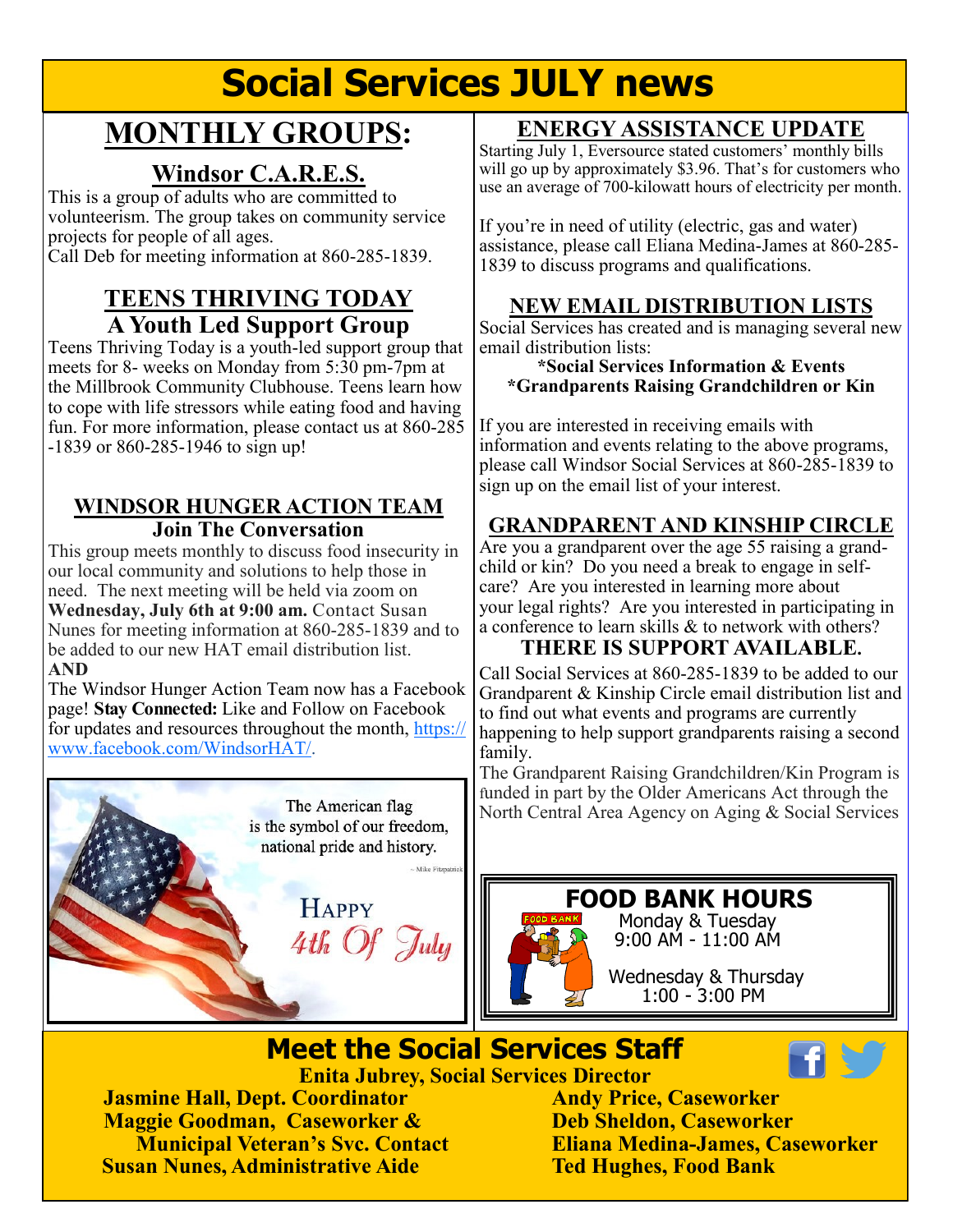# Social Services JULY news

## MONTHLY GROUPS:

### Windsor C.A.R.E.S.

This is a group of adults who are committed to volunteerism. The group takes on community service projects for people of all ages.
Call Deb for meeting information at 860-285-1839.

### TEENS THRIVING TODAY
### A Youth Led Support Group

Teens Thriving Today is a youth-led support group that meets for 8- weeks on Monday from 5:30 pm-7pm at the Millbrook Community Clubhouse. Teens learn how to cope with life stressors while eating food and having fun. For more information, please contact us at 860-285-1839 or 860-285-1946 to sign up!

### WINDSOR HUNGER ACTION TEAM
**Join The Conversation**

This group meets monthly to discuss food insecurity in our local community and solutions to help those in need. The next meeting will be held via zoom on **Wednesday, July 6th at 9:00 am.** Contact Susan Nunes for meeting information at 860-285-1839 and to be added to our new HAT email distribution list.

**AND**

The Windsor Hunger Action Team now has a Facebook page! **Stay Connected:** Like and Follow on Facebook for updates and resources throughout the month, https://www.facebook.com/WindsorHAT/.

The American flag is the symbol of our freedom, national pride and history.
~ Mike Fitzpatrick

HAPPY 4th Of July

### ENERGY ASSISTANCE UPDATE

Starting July 1, Eversource stated customers' monthly bills will go up by approximately $3.96. That's for customers who use an average of 700-kilowatt hours of electricity per month.

If you're in need of utility (electric, gas and water) assistance, please call Eliana Medina-James at 860-285-1839 to discuss programs and qualifications.

### NEW EMAIL DISTRIBUTION LISTS

Social Services has created and is managing several new email distribution lists:

**\*Social Services Information & Events**
**\*Grandparents Raising Grandchildren or Kin**

If you are interested in receiving emails with information and events relating to the above programs, please call Windsor Social Services at 860-285-1839 to sign up on the email list of your interest.

### GRANDPARENT AND KINSHIP CIRCLE

Are you a grandparent over the age 55 raising a grandchild or kin? Do you need a break to engage in self-care? Are you interested in learning more about your legal rights? Are you interested in participating in a conference to learn skills & to network with others?

**THERE IS SUPPORT AVAILABLE.**

Call Social Services at 860-285-1839 to be added to our Grandparent & Kinship Circle email distribution list and to find out what events and programs are currently happening to help support grandparents raising a second family.

The Grandparent Raising Grandchildren/Kin Program is funded in part by the Older Americans Act through the North Central Area Agency on Aging & Social Services

### FOOD BANK HOURS

Monday & Tuesday
9:00 AM - 11:00 AM

Wednesday & Thursday
1:00 - 3:00 PM

## Meet the Social Services Staff

**Enita Jubrey, Social Services Director**

**Jasmine Hall, Dept. Coordinator**
**Maggie Goodman, Caseworker & Municipal Veteran's Svc. Contact**
**Susan Nunes, Administrative Aide**
**Andy Price, Caseworker**
**Deb Sheldon, Caseworker**
**Eliana Medina-James, Caseworker**
**Ted Hughes, Food Bank**